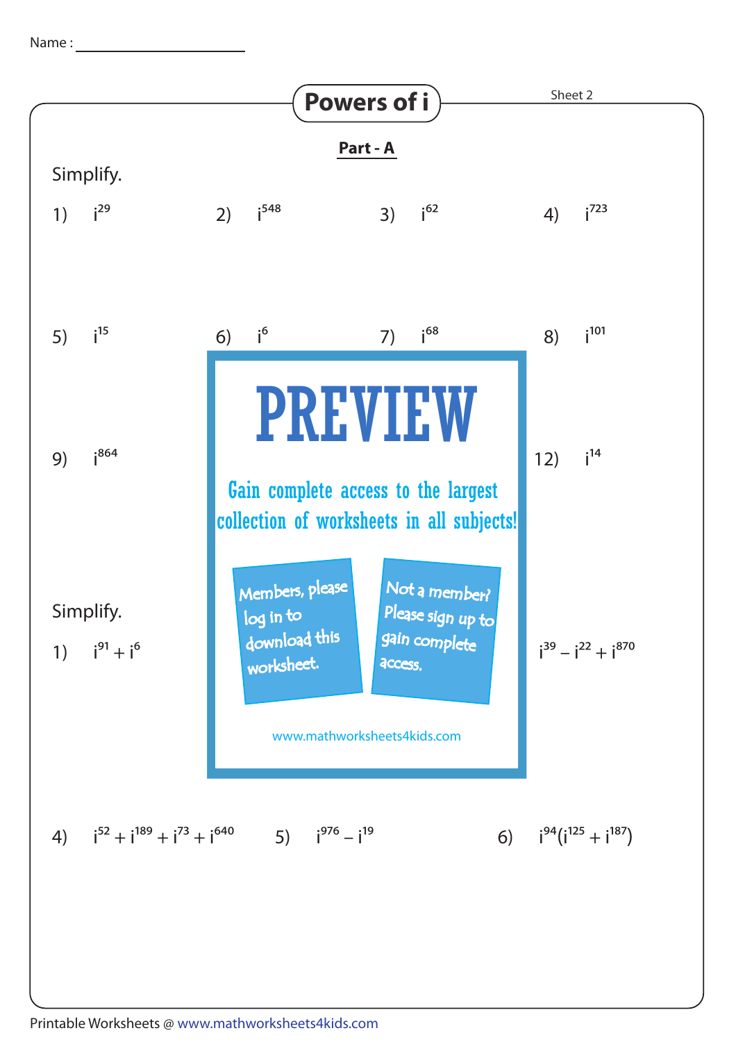Name : ____________________

# Powers of i

Sheet 2

## Part - A

Simplify.

1) $i^{29}$

2) $i^{548}$

3) $i^{62}$

4) $i^{723}$

5) $i^{15}$

6) $i^{6}$

7) $i^{68}$

8) $i^{101}$

9) $i^{864}$

12) $i^{14}$

**PREVIEW**

Gain complete access to the largest collection of worksheets in all subjects!

Members, please log in to download this worksheet.

Not a member? Please sign up to gain complete access.

www.mathworksheets4kids.com

Simplify.

1) $i^{91} + i^{6}$

$i^{39} - i^{22} + i^{870}$

4) $i^{52} + i^{189} + i^{73} + i^{640}$

5) $i^{976} - i^{19}$

6) $i^{94}(i^{125} + i^{187})$

Printable Worksheets @ www.mathworksheets4kids.com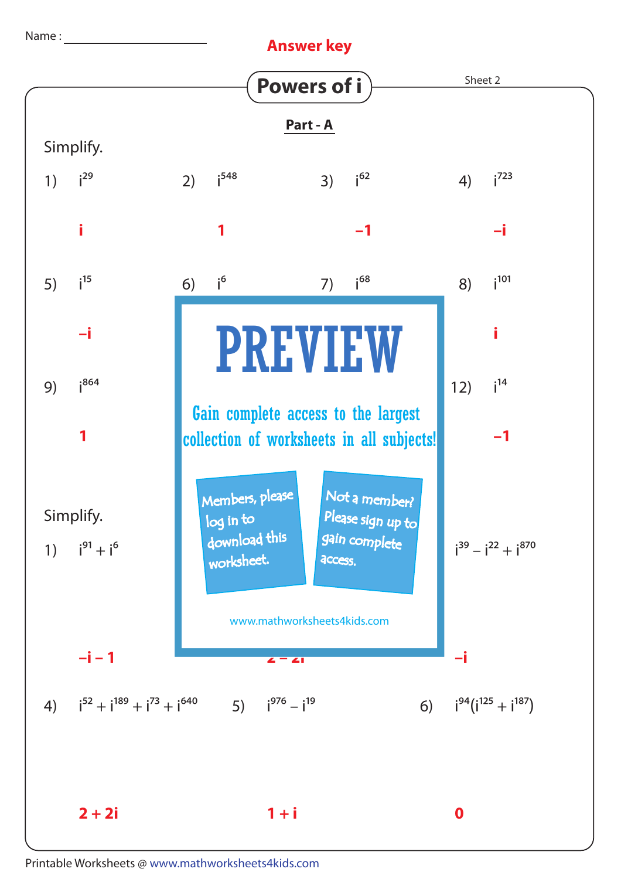Name : ____________________

**Answer key**

# Powers of i

Sheet 2

## Part - A

Simplify.

1) $i^{29}$

**i**

2) $i^{548}$

**1**

3) $i^{62}$

**–1**

4) $i^{723}$

**–i**

5) $i^{15}$

**–i**

6) $i^{6}$

7) $i^{68}$

8) $i^{101}$

**i**

9) $i^{864}$

**1**

12) $i^{14}$

**–1**

PREVIEW

Gain complete access to the largest collection of worksheets in all subjects!

Members, please log in to download this worksheet.

Not a member? Please sign up to gain complete access.

www.mathworksheets4kids.com

Simplify.

1) $i^{91} + i^{6}$

**–i – 1**

$i^{39} - i^{22} + i^{870}$

**–i**

4) $i^{52} + i^{189} + i^{73} + i^{640}$

**2 + 2i**

5) $i^{976} - i^{19}$

**1 + i**

6) $i^{94}(i^{125} + i^{187})$

**0**

Printable Worksheets @ www.mathworksheets4kids.com